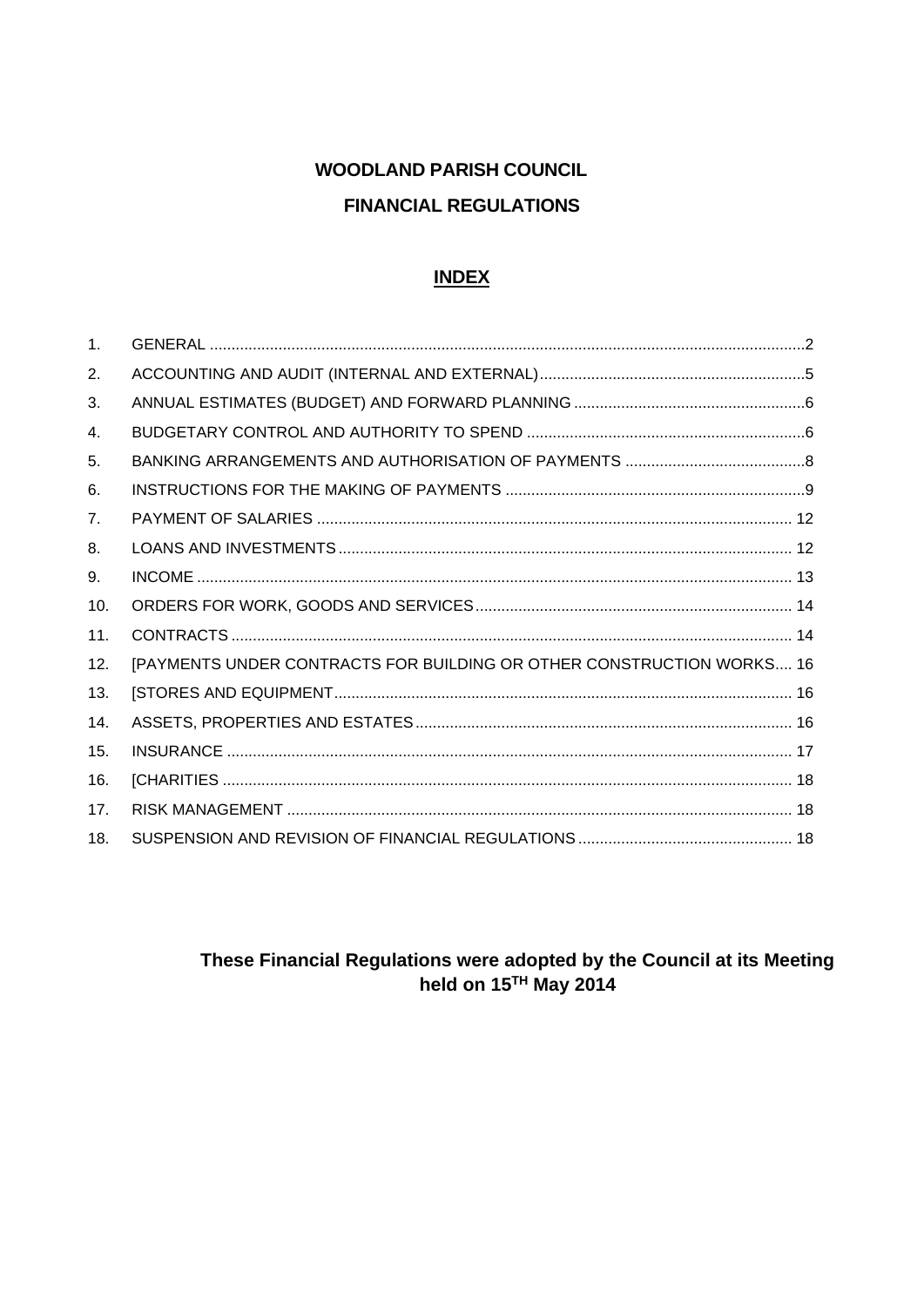# WOODLAND PARISH COUNCIL

## FINANCIAL REGULATIONS

### INDEX

1. GENERAL ........................................................................................................................2
2. ACCOUNTING AND AUDIT (INTERNAL AND EXTERNAL)..............................................................5
3. ANNUAL ESTIMATES (BUDGET) AND FORWARD PLANNING ......................................................6
4. BUDGETARY CONTROL AND AUTHORITY TO SPEND .................................................................6
5. BANKING ARRANGEMENTS AND AUTHORISATION OF PAYMENTS ..........................................8
6. INSTRUCTIONS FOR THE MAKING OF PAYMENTS .....................................................................9
7. PAYMENT OF SALARIES ............................................................................................. 12
8. LOANS AND INVESTMENTS ........................................................................................ 12
9. INCOME ......................................................................................................................... 13
10. ORDERS FOR WORK, GOODS AND SERVICES......................................................................... 14
11. CONTRACTS ................................................................................................................. 14
12. [PAYMENTS UNDER CONTRACTS FOR BUILDING OR OTHER CONSTRUCTION WORKS.... 16
13. [STORES AND EQUIPMENT.......................................................................................... 16
14. ASSETS, PROPERTIES AND ESTATES ....................................................................... 16
15. INSURANCE .................................................................................................................. 17
16. [CHARITIES ................................................................................................................... 18
17. RISK MANAGEMENT .................................................................................................... 18
18. SUSPENSION AND REVISION OF FINANCIAL REGULATIONS ................................................. 18

**These Financial Regulations were adopted by the Council at its Meeting held on 15TH May 2014**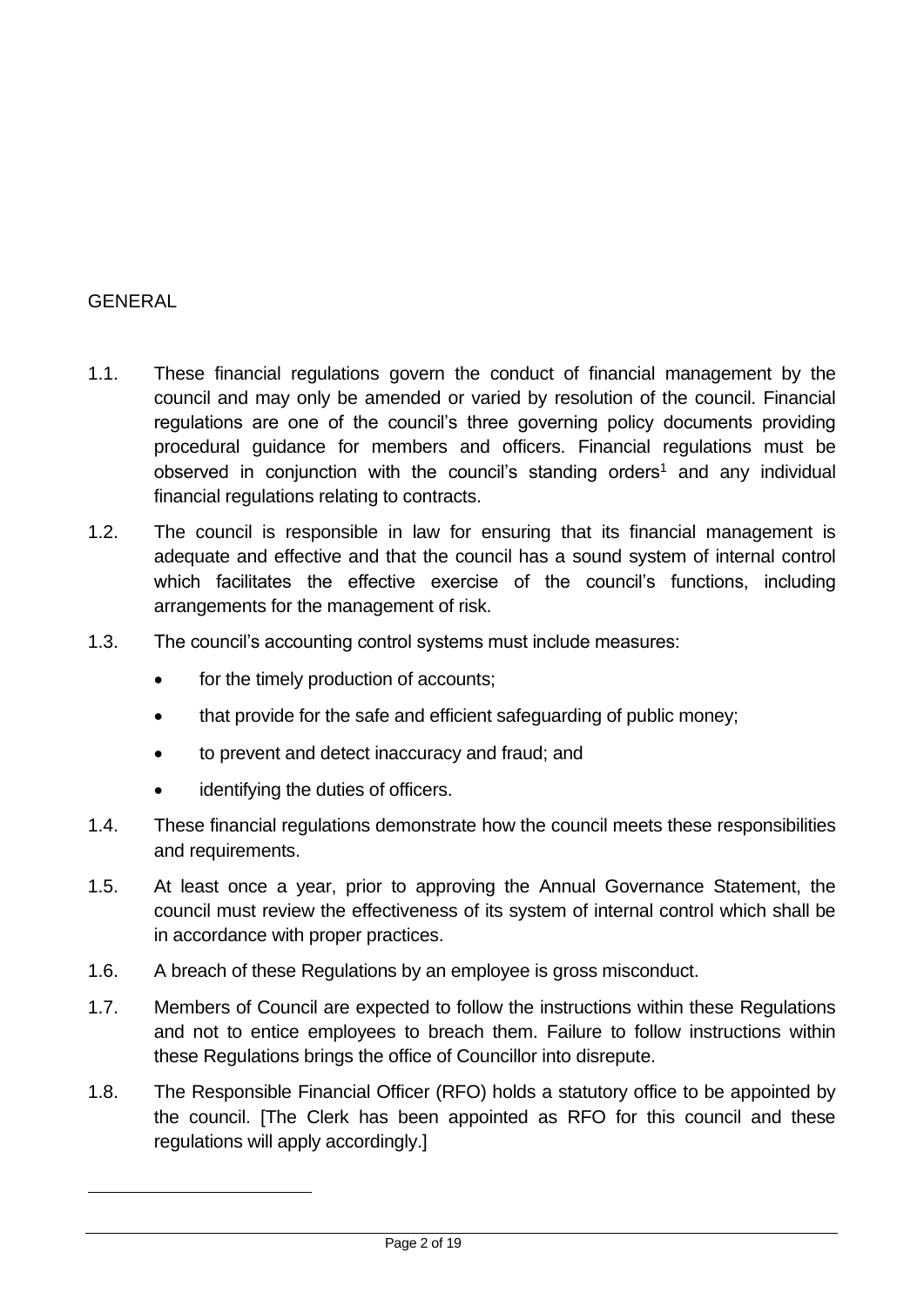## GENERAL

1.1. These financial regulations govern the conduct of financial management by the council and may only be amended or varied by resolution of the council. Financial regulations are one of the council's three governing policy documents providing procedural guidance for members and officers. Financial regulations must be observed in conjunction with the council's standing orders[1] and any individual financial regulations relating to contracts.

1.2. The council is responsible in law for ensuring that its financial management is adequate and effective and that the council has a sound system of internal control which facilitates the effective exercise of the council's functions, including arrangements for the management of risk.

1.3. The council's accounting control systems must include measures:

- for the timely production of accounts;
- that provide for the safe and efficient safeguarding of public money;
- to prevent and detect inaccuracy and fraud; and
- identifying the duties of officers.

1.4. These financial regulations demonstrate how the council meets these responsibilities and requirements.

1.5. At least once a year, prior to approving the Annual Governance Statement, the council must review the effectiveness of its system of internal control which shall be in accordance with proper practices.

1.6. A breach of these Regulations by an employee is gross misconduct.

1.7. Members of Council are expected to follow the instructions within these Regulations and not to entice employees to breach them. Failure to follow instructions within these Regulations brings the office of Councillor into disrepute.

1.8. The Responsible Financial Officer (RFO) holds a statutory office to be appointed by the council. [The Clerk has been appointed as RFO for this council and these regulations will apply accordingly.]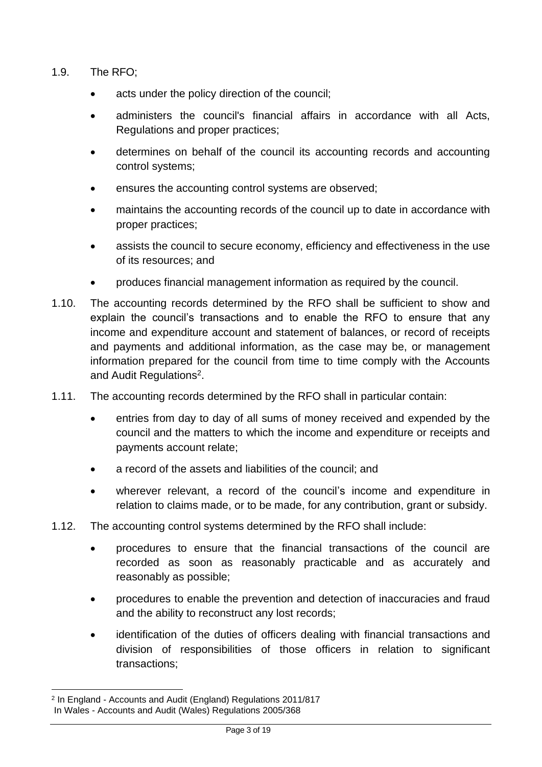1.9. The RFO;

- acts under the policy direction of the council;
- administers the council's financial affairs in accordance with all Acts, Regulations and proper practices;
- determines on behalf of the council its accounting records and accounting control systems;
- ensures the accounting control systems are observed;
- maintains the accounting records of the council up to date in accordance with proper practices;
- assists the council to secure economy, efficiency and effectiveness in the use of its resources; and
- produces financial management information as required by the council.

1.10. The accounting records determined by the RFO shall be sufficient to show and explain the council's transactions and to enable the RFO to ensure that any income and expenditure account and statement of balances, or record of receipts and payments and additional information, as the case may be, or management information prepared for the council from time to time comply with the Accounts and Audit Regulations[2].

1.11. The accounting records determined by the RFO shall in particular contain:

- entries from day to day of all sums of money received and expended by the council and the matters to which the income and expenditure or receipts and payments account relate;
- a record of the assets and liabilities of the council; and
- wherever relevant, a record of the council's income and expenditure in relation to claims made, or to be made, for any contribution, grant or subsidy.

1.12. The accounting control systems determined by the RFO shall include:

- procedures to ensure that the financial transactions of the council are recorded as soon as reasonably practicable and as accurately and reasonably as possible;
- procedures to enable the prevention and detection of inaccuracies and fraud and the ability to reconstruct any lost records;
- identification of the duties of officers dealing with financial transactions and division of responsibilities of those officers in relation to significant transactions;

---

[2] In England - Accounts and Audit (England) Regulations 2011/817
In Wales - Accounts and Audit (Wales) Regulations 2005/368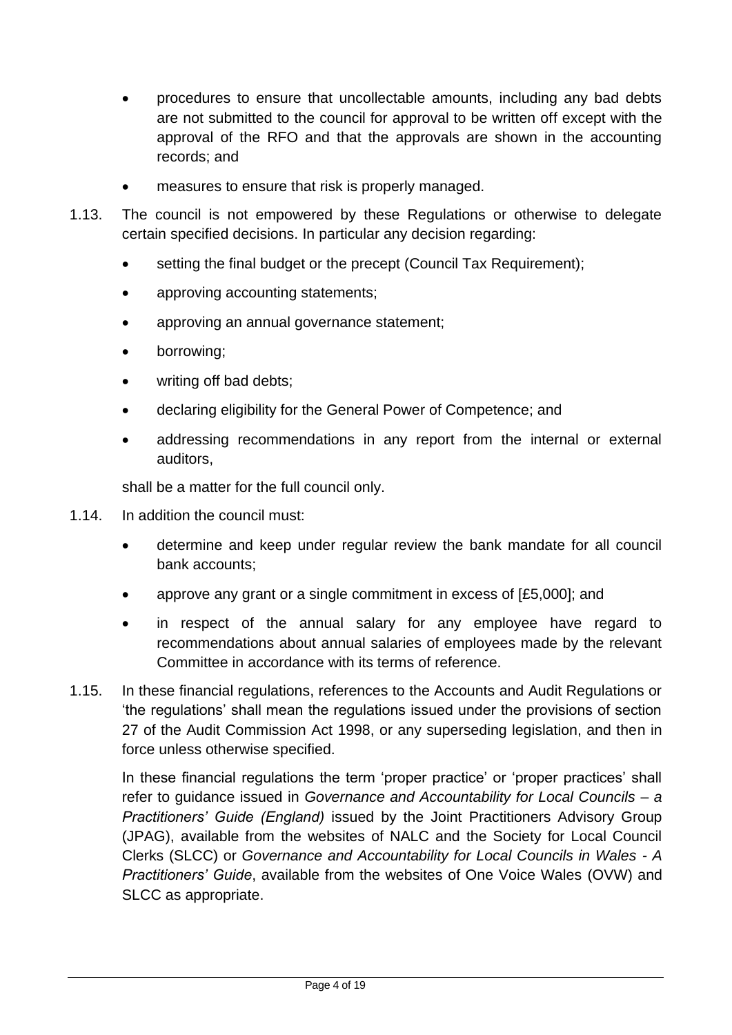- procedures to ensure that uncollectable amounts, including any bad debts are not submitted to the council for approval to be written off except with the approval of the RFO and that the approvals are shown in the accounting records; and
- measures to ensure that risk is properly managed.

1.13. The council is not empowered by these Regulations or otherwise to delegate certain specified decisions. In particular any decision regarding:

- setting the final budget or the precept (Council Tax Requirement);
- approving accounting statements;
- approving an annual governance statement;
- borrowing;
- writing off bad debts;
- declaring eligibility for the General Power of Competence; and
- addressing recommendations in any report from the internal or external auditors,

shall be a matter for the full council only.

1.14. In addition the council must:

- determine and keep under regular review the bank mandate for all council bank accounts;
- approve any grant or a single commitment in excess of [£5,000]; and
- in respect of the annual salary for any employee have regard to recommendations about annual salaries of employees made by the relevant Committee in accordance with its terms of reference.

1.15. In these financial regulations, references to the Accounts and Audit Regulations or 'the regulations' shall mean the regulations issued under the provisions of section 27 of the Audit Commission Act 1998, or any superseding legislation, and then in force unless otherwise specified.

In these financial regulations the term 'proper practice' or 'proper practices' shall refer to guidance issued in *Governance and Accountability for Local Councils – a Practitioners' Guide (England)* issued by the Joint Practitioners Advisory Group (JPAG), available from the websites of NALC and the Society for Local Council Clerks (SLCC) or *Governance and Accountability for Local Councils in Wales - A Practitioners' Guide*, available from the websites of One Voice Wales (OVW) and SLCC as appropriate.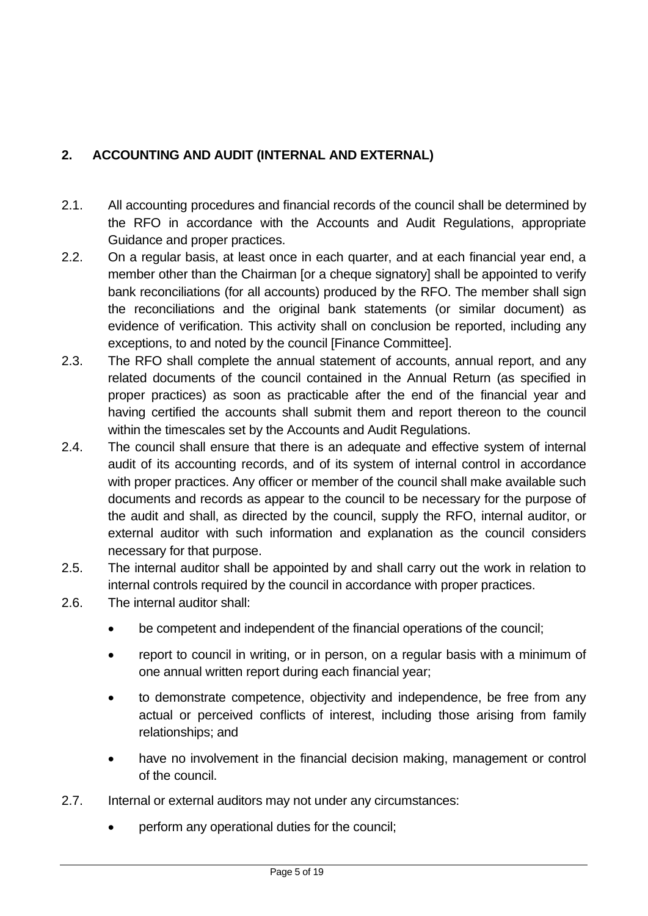## 2. ACCOUNTING AND AUDIT (INTERNAL AND EXTERNAL)

2.1. All accounting procedures and financial records of the council shall be determined by the RFO in accordance with the Accounts and Audit Regulations, appropriate Guidance and proper practices.

2.2. On a regular basis, at least once in each quarter, and at each financial year end, a member other than the Chairman [or a cheque signatory] shall be appointed to verify bank reconciliations (for all accounts) produced by the RFO. The member shall sign the reconciliations and the original bank statements (or similar document) as evidence of verification. This activity shall on conclusion be reported, including any exceptions, to and noted by the council [Finance Committee].

2.3. The RFO shall complete the annual statement of accounts, annual report, and any related documents of the council contained in the Annual Return (as specified in proper practices) as soon as practicable after the end of the financial year and having certified the accounts shall submit them and report thereon to the council within the timescales set by the Accounts and Audit Regulations.

2.4. The council shall ensure that there is an adequate and effective system of internal audit of its accounting records, and of its system of internal control in accordance with proper practices. Any officer or member of the council shall make available such documents and records as appear to the council to be necessary for the purpose of the audit and shall, as directed by the council, supply the RFO, internal auditor, or external auditor with such information and explanation as the council considers necessary for that purpose.

2.5. The internal auditor shall be appointed by and shall carry out the work in relation to internal controls required by the council in accordance with proper practices.

2.6. The internal auditor shall:

- be competent and independent of the financial operations of the council;
- report to council in writing, or in person, on a regular basis with a minimum of one annual written report during each financial year;
- to demonstrate competence, objectivity and independence, be free from any actual or perceived conflicts of interest, including those arising from family relationships; and
- have no involvement in the financial decision making, management or control of the council.

2.7. Internal or external auditors may not under any circumstances:

- perform any operational duties for the council;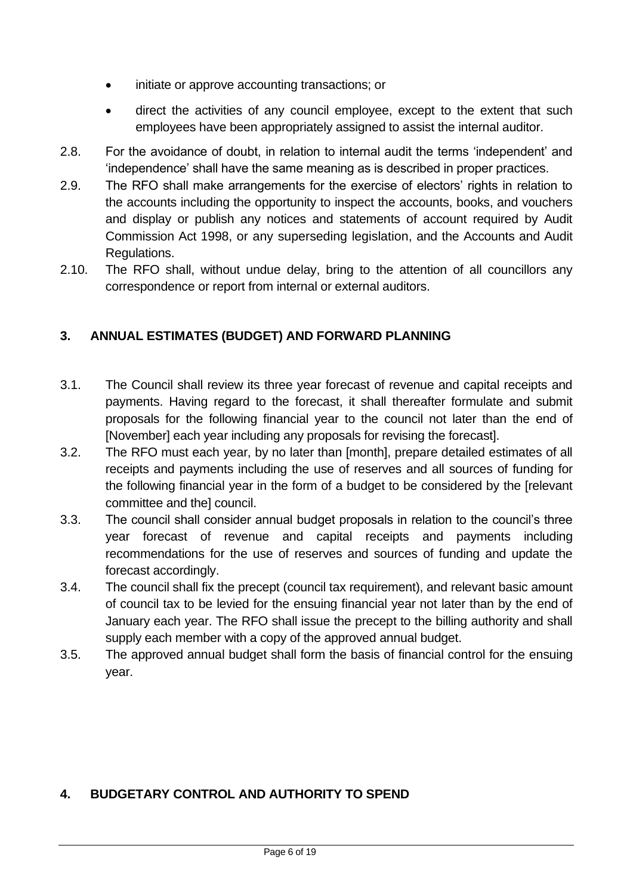- initiate or approve accounting transactions; or
- direct the activities of any council employee, except to the extent that such employees have been appropriately assigned to assist the internal auditor.

2.8. For the avoidance of doubt, in relation to internal audit the terms 'independent' and 'independence' shall have the same meaning as is described in proper practices.

2.9. The RFO shall make arrangements for the exercise of electors' rights in relation to the accounts including the opportunity to inspect the accounts, books, and vouchers and display or publish any notices and statements of account required by Audit Commission Act 1998, or any superseding legislation, and the Accounts and Audit Regulations.

2.10. The RFO shall, without undue delay, bring to the attention of all councillors any correspondence or report from internal or external auditors.

## 3. ANNUAL ESTIMATES (BUDGET) AND FORWARD PLANNING

3.1. The Council shall review its three year forecast of revenue and capital receipts and payments. Having regard to the forecast, it shall thereafter formulate and submit proposals for the following financial year to the council not later than the end of [November] each year including any proposals for revising the forecast].

3.2. The RFO must each year, by no later than [month], prepare detailed estimates of all receipts and payments including the use of reserves and all sources of funding for the following financial year in the form of a budget to be considered by the [relevant committee and the] council.

3.3. The council shall consider annual budget proposals in relation to the council's three year forecast of revenue and capital receipts and payments including recommendations for the use of reserves and sources of funding and update the forecast accordingly.

3.4. The council shall fix the precept (council tax requirement), and relevant basic amount of council tax to be levied for the ensuing financial year not later than by the end of January each year. The RFO shall issue the precept to the billing authority and shall supply each member with a copy of the approved annual budget.

3.5. The approved annual budget shall form the basis of financial control for the ensuing year.

## 4. BUDGETARY CONTROL AND AUTHORITY TO SPEND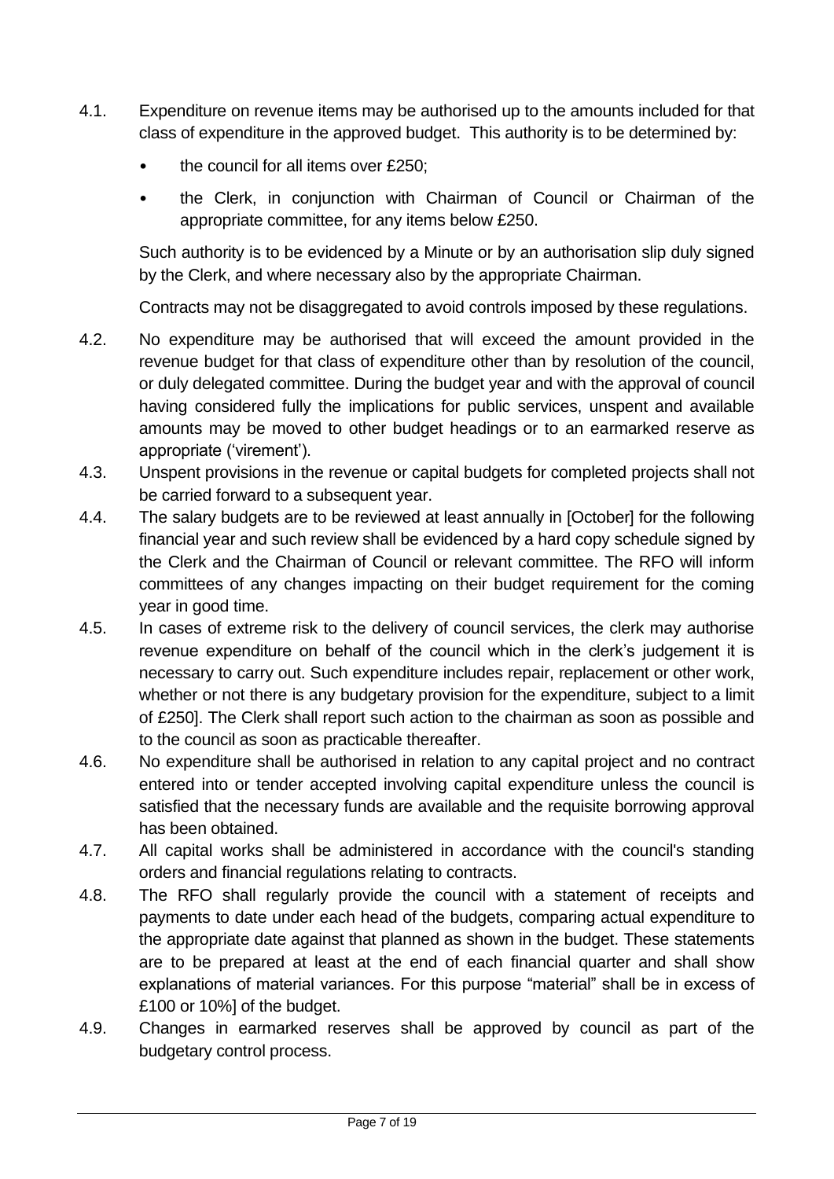4.1. Expenditure on revenue items may be authorised up to the amounts included for that class of expenditure in the approved budget. This authority is to be determined by:

- the council for all items over £250;
- the Clerk, in conjunction with Chairman of Council or Chairman of the appropriate committee, for any items below £250.

Such authority is to be evidenced by a Minute or by an authorisation slip duly signed by the Clerk, and where necessary also by the appropriate Chairman.

Contracts may not be disaggregated to avoid controls imposed by these regulations.

4.2. No expenditure may be authorised that will exceed the amount provided in the revenue budget for that class of expenditure other than by resolution of the council, or duly delegated committee. During the budget year and with the approval of council having considered fully the implications for public services, unspent and available amounts may be moved to other budget headings or to an earmarked reserve as appropriate ('virement').

4.3. Unspent provisions in the revenue or capital budgets for completed projects shall not be carried forward to a subsequent year.

4.4. The salary budgets are to be reviewed at least annually in [October] for the following financial year and such review shall be evidenced by a hard copy schedule signed by the Clerk and the Chairman of Council or relevant committee. The RFO will inform committees of any changes impacting on their budget requirement for the coming year in good time.

4.5. In cases of extreme risk to the delivery of council services, the clerk may authorise revenue expenditure on behalf of the council which in the clerk's judgement it is necessary to carry out. Such expenditure includes repair, replacement or other work, whether or not there is any budgetary provision for the expenditure, subject to a limit of £250]. The Clerk shall report such action to the chairman as soon as possible and to the council as soon as practicable thereafter.

4.6. No expenditure shall be authorised in relation to any capital project and no contract entered into or tender accepted involving capital expenditure unless the council is satisfied that the necessary funds are available and the requisite borrowing approval has been obtained.

4.7. All capital works shall be administered in accordance with the council's standing orders and financial regulations relating to contracts.

4.8. The RFO shall regularly provide the council with a statement of receipts and payments to date under each head of the budgets, comparing actual expenditure to the appropriate date against that planned as shown in the budget. These statements are to be prepared at least at the end of each financial quarter and shall show explanations of material variances. For this purpose "material" shall be in excess of £100 or 10%] of the budget.

4.9. Changes in earmarked reserves shall be approved by council as part of the budgetary control process.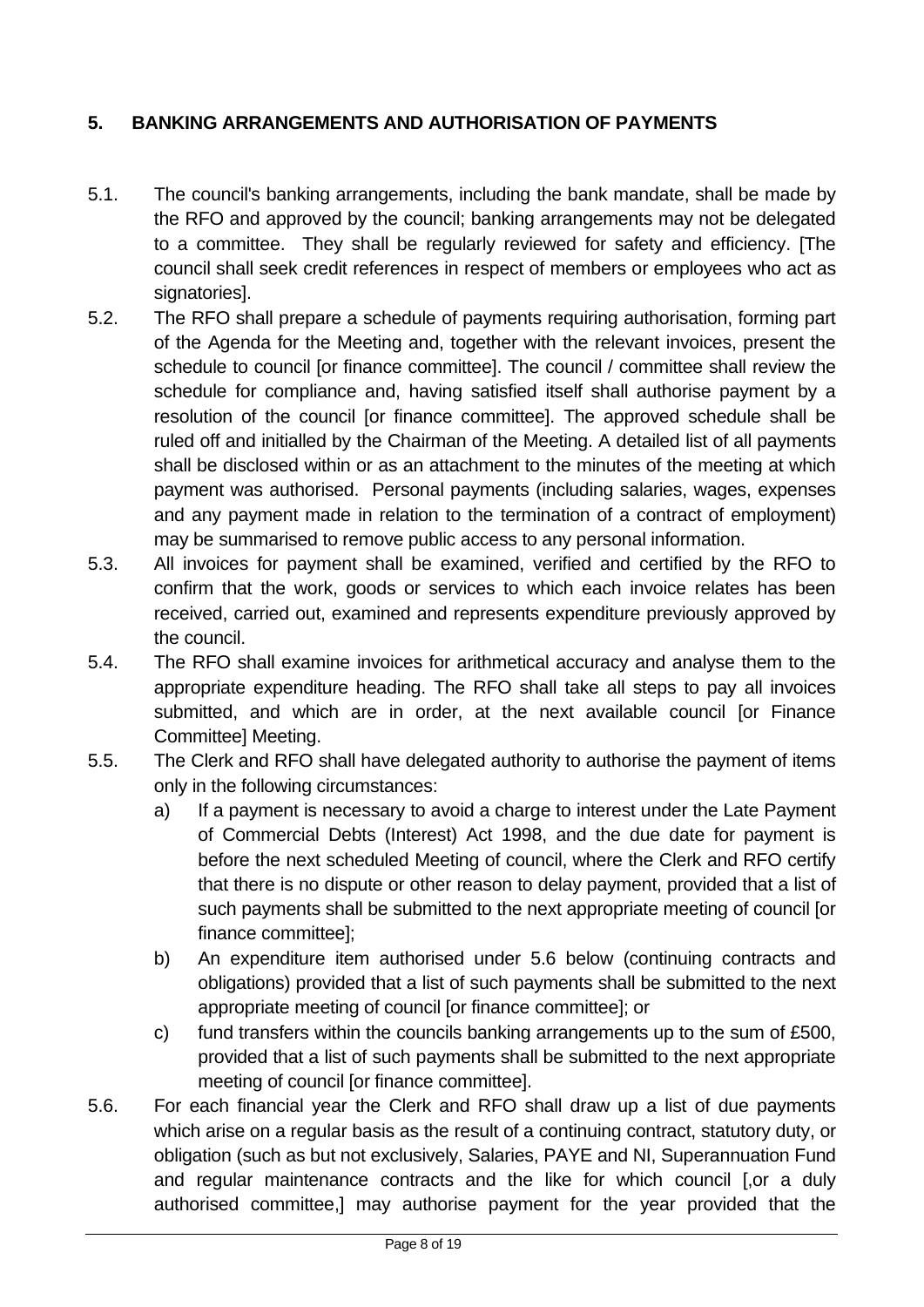## 5. BANKING ARRANGEMENTS AND AUTHORISATION OF PAYMENTS

5.1. The council's banking arrangements, including the bank mandate, shall be made by the RFO and approved by the council; banking arrangements may not be delegated to a committee. They shall be regularly reviewed for safety and efficiency. [The council shall seek credit references in respect of members or employees who act as signatories].

5.2. The RFO shall prepare a schedule of payments requiring authorisation, forming part of the Agenda for the Meeting and, together with the relevant invoices, present the schedule to council [or finance committee]. The council / committee shall review the schedule for compliance and, having satisfied itself shall authorise payment by a resolution of the council [or finance committee]. The approved schedule shall be ruled off and initialled by the Chairman of the Meeting. A detailed list of all payments shall be disclosed within or as an attachment to the minutes of the meeting at which payment was authorised. Personal payments (including salaries, wages, expenses and any payment made in relation to the termination of a contract of employment) may be summarised to remove public access to any personal information.

5.3. All invoices for payment shall be examined, verified and certified by the RFO to confirm that the work, goods or services to which each invoice relates has been received, carried out, examined and represents expenditure previously approved by the council.

5.4. The RFO shall examine invoices for arithmetical accuracy and analyse them to the appropriate expenditure heading. The RFO shall take all steps to pay all invoices submitted, and which are in order, at the next available council [or Finance Committee] Meeting.

5.5. The Clerk and RFO shall have delegated authority to authorise the payment of items only in the following circumstances:

   a) If a payment is necessary to avoid a charge to interest under the Late Payment of Commercial Debts (Interest) Act 1998, and the due date for payment is before the next scheduled Meeting of council, where the Clerk and RFO certify that there is no dispute or other reason to delay payment, provided that a list of such payments shall be submitted to the next appropriate meeting of council [or finance committee];

   b) An expenditure item authorised under 5.6 below (continuing contracts and obligations) provided that a list of such payments shall be submitted to the next appropriate meeting of council [or finance committee]; or

   c) fund transfers within the councils banking arrangements up to the sum of £500, provided that a list of such payments shall be submitted to the next appropriate meeting of council [or finance committee].

5.6. For each financial year the Clerk and RFO shall draw up a list of due payments which arise on a regular basis as the result of a continuing contract, statutory duty, or obligation (such as but not exclusively, Salaries, PAYE and NI, Superannuation Fund and regular maintenance contracts and the like for which council [,or a duly authorised committee,] may authorise payment for the year provided that the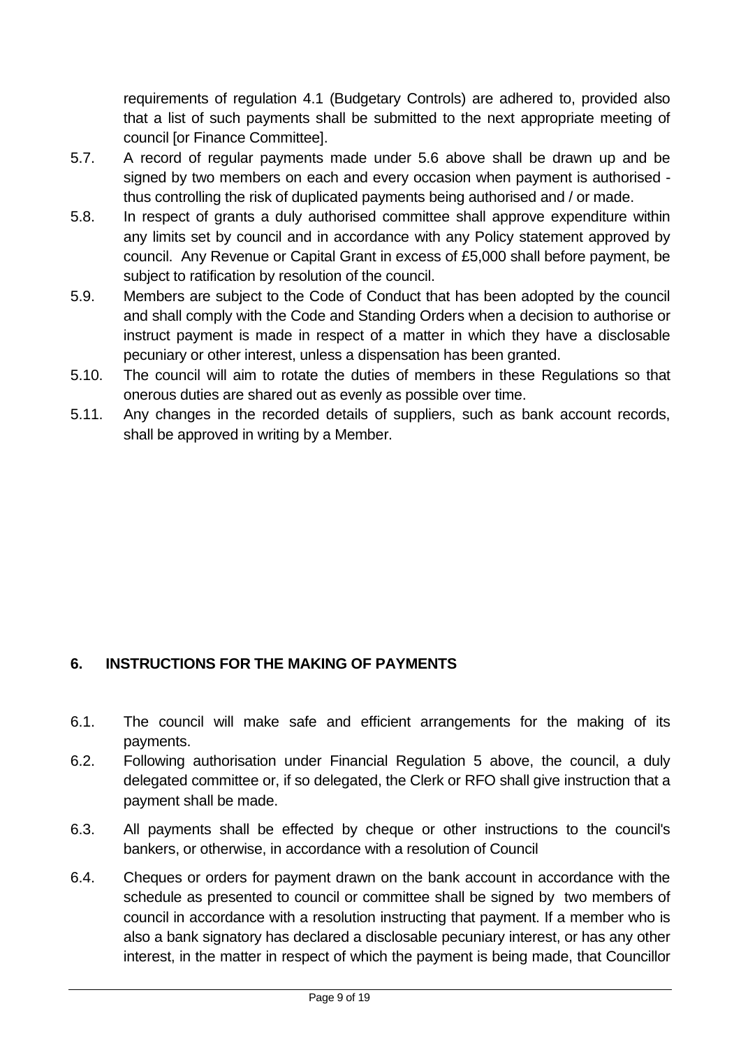requirements of regulation 4.1 (Budgetary Controls) are adhered to, provided also that a list of such payments shall be submitted to the next appropriate meeting of council [or Finance Committee].

5.7. A record of regular payments made under 5.6 above shall be drawn up and be signed by two members on each and every occasion when payment is authorised - thus controlling the risk of duplicated payments being authorised and / or made.

5.8. In respect of grants a duly authorised committee shall approve expenditure within any limits set by council and in accordance with any Policy statement approved by council. Any Revenue or Capital Grant in excess of £5,000 shall before payment, be subject to ratification by resolution of the council.

5.9. Members are subject to the Code of Conduct that has been adopted by the council and shall comply with the Code and Standing Orders when a decision to authorise or instruct payment is made in respect of a matter in which they have a disclosable pecuniary or other interest, unless a dispensation has been granted.

5.10. The council will aim to rotate the duties of members in these Regulations so that onerous duties are shared out as evenly as possible over time.

5.11. Any changes in the recorded details of suppliers, such as bank account records, shall be approved in writing by a Member.

## 6. INSTRUCTIONS FOR THE MAKING OF PAYMENTS

6.1. The council will make safe and efficient arrangements for the making of its payments.

6.2. Following authorisation under Financial Regulation 5 above, the council, a duly delegated committee or, if so delegated, the Clerk or RFO shall give instruction that a payment shall be made.

6.3. All payments shall be effected by cheque or other instructions to the council's bankers, or otherwise, in accordance with a resolution of Council

6.4. Cheques or orders for payment drawn on the bank account in accordance with the schedule as presented to council or committee shall be signed by two members of council in accordance with a resolution instructing that payment. If a member who is also a bank signatory has declared a disclosable pecuniary interest, or has any other interest, in the matter in respect of which the payment is being made, that Councillor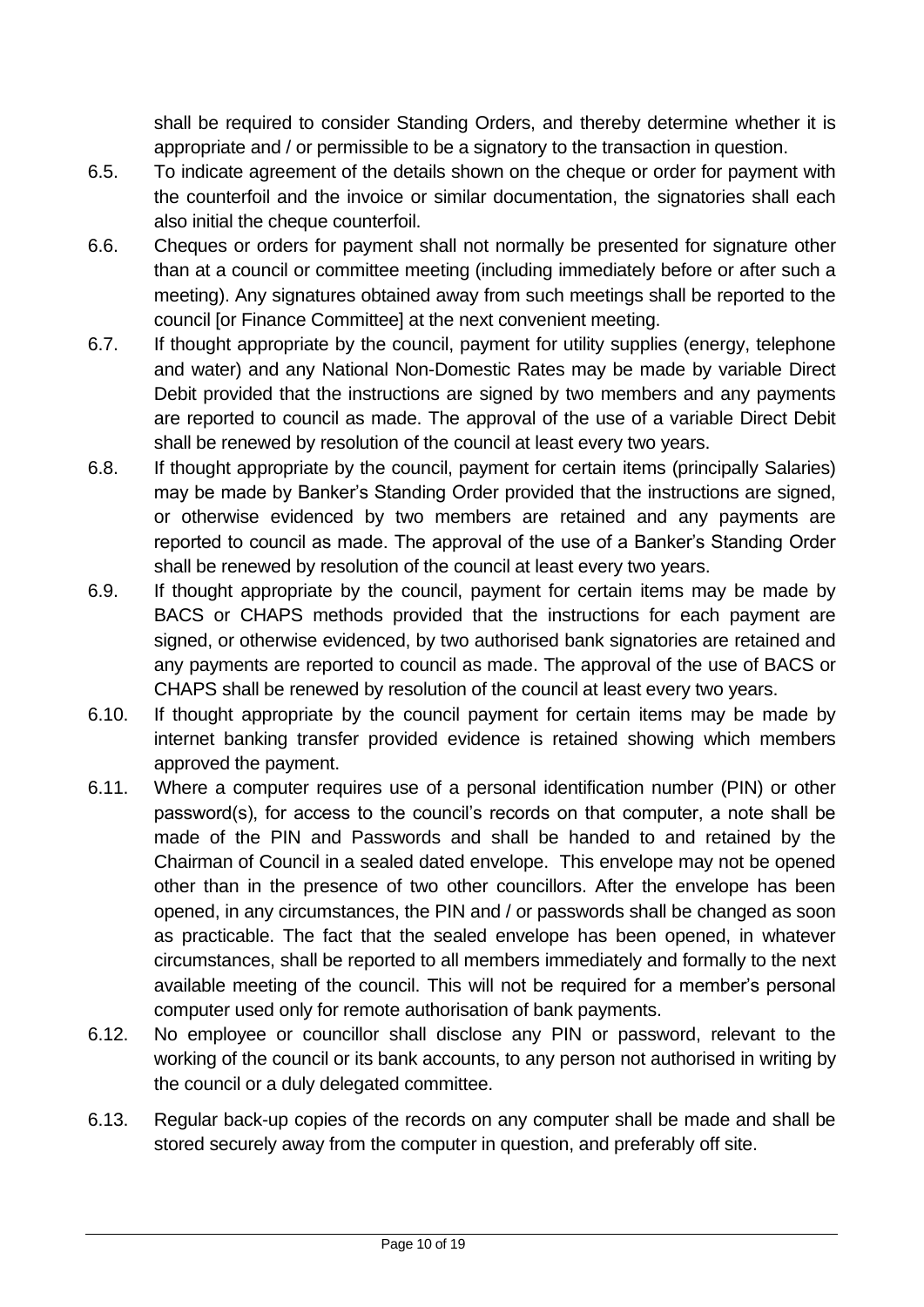shall be required to consider Standing Orders, and thereby determine whether it is appropriate and / or permissible to be a signatory to the transaction in question.

6.5. To indicate agreement of the details shown on the cheque or order for payment with the counterfoil and the invoice or similar documentation, the signatories shall each also initial the cheque counterfoil.

6.6. Cheques or orders for payment shall not normally be presented for signature other than at a council or committee meeting (including immediately before or after such a meeting). Any signatures obtained away from such meetings shall be reported to the council [or Finance Committee] at the next convenient meeting.

6.7. If thought appropriate by the council, payment for utility supplies (energy, telephone and water) and any National Non-Domestic Rates may be made by variable Direct Debit provided that the instructions are signed by two members and any payments are reported to council as made. The approval of the use of a variable Direct Debit shall be renewed by resolution of the council at least every two years.

6.8. If thought appropriate by the council, payment for certain items (principally Salaries) may be made by Banker's Standing Order provided that the instructions are signed, or otherwise evidenced by two members are retained and any payments are reported to council as made. The approval of the use of a Banker's Standing Order shall be renewed by resolution of the council at least every two years.

6.9. If thought appropriate by the council, payment for certain items may be made by BACS or CHAPS methods provided that the instructions for each payment are signed, or otherwise evidenced, by two authorised bank signatories are retained and any payments are reported to council as made. The approval of the use of BACS or CHAPS shall be renewed by resolution of the council at least every two years.

6.10. If thought appropriate by the council payment for certain items may be made by internet banking transfer provided evidence is retained showing which members approved the payment.

6.11. Where a computer requires use of a personal identification number (PIN) or other password(s), for access to the council's records on that computer, a note shall be made of the PIN and Passwords and shall be handed to and retained by the Chairman of Council in a sealed dated envelope. This envelope may not be opened other than in the presence of two other councillors. After the envelope has been opened, in any circumstances, the PIN and / or passwords shall be changed as soon as practicable. The fact that the sealed envelope has been opened, in whatever circumstances, shall be reported to all members immediately and formally to the next available meeting of the council. This will not be required for a member's personal computer used only for remote authorisation of bank payments.

6.12. No employee or councillor shall disclose any PIN or password, relevant to the working of the council or its bank accounts, to any person not authorised in writing by the council or a duly delegated committee.

6.13. Regular back-up copies of the records on any computer shall be made and shall be stored securely away from the computer in question, and preferably off site.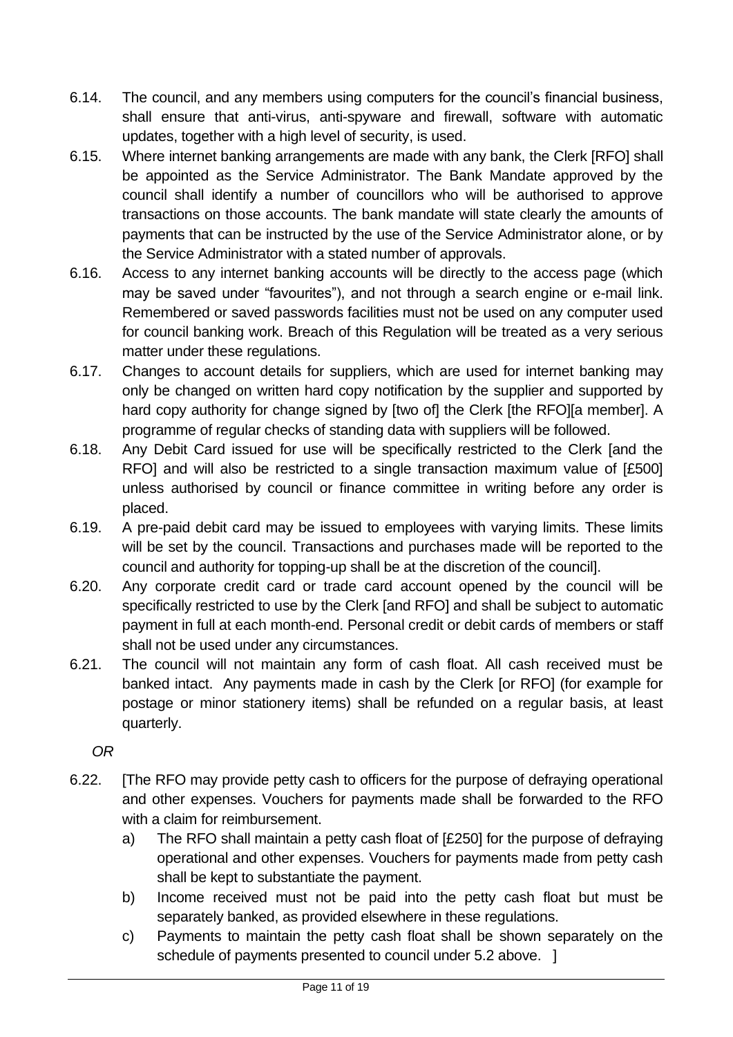6.14. The council, and any members using computers for the council's financial business, shall ensure that anti-virus, anti-spyware and firewall, software with automatic updates, together with a high level of security, is used.

6.15. Where internet banking arrangements are made with any bank, the Clerk [RFO] shall be appointed as the Service Administrator. The Bank Mandate approved by the council shall identify a number of councillors who will be authorised to approve transactions on those accounts. The bank mandate will state clearly the amounts of payments that can be instructed by the use of the Service Administrator alone, or by the Service Administrator with a stated number of approvals.

6.16. Access to any internet banking accounts will be directly to the access page (which may be saved under "favourites"), and not through a search engine or e-mail link. Remembered or saved passwords facilities must not be used on any computer used for council banking work. Breach of this Regulation will be treated as a very serious matter under these regulations.

6.17. Changes to account details for suppliers, which are used for internet banking may only be changed on written hard copy notification by the supplier and supported by hard copy authority for change signed by [two of] the Clerk [the RFO][a member]. A programme of regular checks of standing data with suppliers will be followed.

6.18. Any Debit Card issued for use will be specifically restricted to the Clerk [and the RFO] and will also be restricted to a single transaction maximum value of [£500] unless authorised by council or finance committee in writing before any order is placed.

6.19. A pre-paid debit card may be issued to employees with varying limits. These limits will be set by the council. Transactions and purchases made will be reported to the council and authority for topping-up shall be at the discretion of the council].

6.20. Any corporate credit card or trade card account opened by the council will be specifically restricted to use by the Clerk [and RFO] and shall be subject to automatic payment in full at each month-end. Personal credit or debit cards of members or staff shall not be used under any circumstances.

6.21. The council will not maintain any form of cash float. All cash received must be banked intact. Any payments made in cash by the Clerk [or RFO] (for example for postage or minor stationery items) shall be refunded on a regular basis, at least quarterly.

*OR*

6.22. [The RFO may provide petty cash to officers for the purpose of defraying operational and other expenses. Vouchers for payments made shall be forwarded to the RFO with a claim for reimbursement.

a) The RFO shall maintain a petty cash float of [£250] for the purpose of defraying operational and other expenses. Vouchers for payments made from petty cash shall be kept to substantiate the payment.

b) Income received must not be paid into the petty cash float but must be separately banked, as provided elsewhere in these regulations.

c) Payments to maintain the petty cash float shall be shown separately on the schedule of payments presented to council under 5.2 above. ]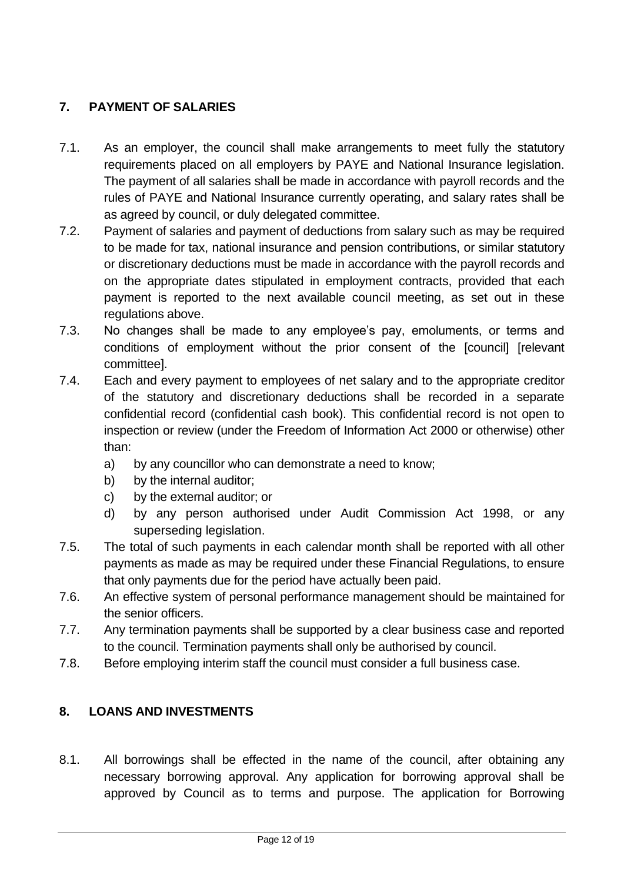## 7. PAYMENT OF SALARIES

7.1. As an employer, the council shall make arrangements to meet fully the statutory requirements placed on all employers by PAYE and National Insurance legislation. The payment of all salaries shall be made in accordance with payroll records and the rules of PAYE and National Insurance currently operating, and salary rates shall be as agreed by council, or duly delegated committee.

7.2. Payment of salaries and payment of deductions from salary such as may be required to be made for tax, national insurance and pension contributions, or similar statutory or discretionary deductions must be made in accordance with the payroll records and on the appropriate dates stipulated in employment contracts, provided that each payment is reported to the next available council meeting, as set out in these regulations above.

7.3. No changes shall be made to any employee's pay, emoluments, or terms and conditions of employment without the prior consent of the [council] [relevant committee].

7.4. Each and every payment to employees of net salary and to the appropriate creditor of the statutory and discretionary deductions shall be recorded in a separate confidential record (confidential cash book). This confidential record is not open to inspection or review (under the Freedom of Information Act 2000 or otherwise) other than:

a) by any councillor who can demonstrate a need to know;
b) by the internal auditor;
c) by the external auditor; or
d) by any person authorised under Audit Commission Act 1998, or any superseding legislation.

7.5. The total of such payments in each calendar month shall be reported with all other payments as made as may be required under these Financial Regulations, to ensure that only payments due for the period have actually been paid.

7.6. An effective system of personal performance management should be maintained for the senior officers.

7.7. Any termination payments shall be supported by a clear business case and reported to the council. Termination payments shall only be authorised by council.

7.8. Before employing interim staff the council must consider a full business case.

## 8. LOANS AND INVESTMENTS

8.1. All borrowings shall be effected in the name of the council, after obtaining any necessary borrowing approval. Any application for borrowing approval shall be approved by Council as to terms and purpose. The application for Borrowing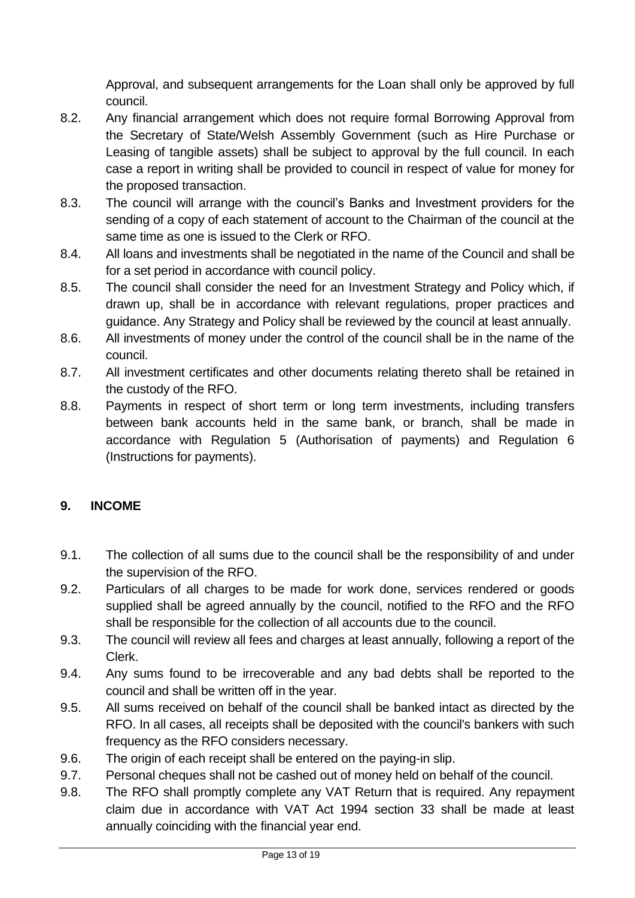Approval, and subsequent arrangements for the Loan shall only be approved by full council.

8.2. Any financial arrangement which does not require formal Borrowing Approval from the Secretary of State/Welsh Assembly Government (such as Hire Purchase or Leasing of tangible assets) shall be subject to approval by the full council. In each case a report in writing shall be provided to council in respect of value for money for the proposed transaction.

8.3. The council will arrange with the council's Banks and Investment providers for the sending of a copy of each statement of account to the Chairman of the council at the same time as one is issued to the Clerk or RFO.

8.4. All loans and investments shall be negotiated in the name of the Council and shall be for a set period in accordance with council policy.

8.5. The council shall consider the need for an Investment Strategy and Policy which, if drawn up, shall be in accordance with relevant regulations, proper practices and guidance. Any Strategy and Policy shall be reviewed by the council at least annually.

8.6. All investments of money under the control of the council shall be in the name of the council.

8.7. All investment certificates and other documents relating thereto shall be retained in the custody of the RFO.

8.8. Payments in respect of short term or long term investments, including transfers between bank accounts held in the same bank, or branch, shall be made in accordance with Regulation 5 (Authorisation of payments) and Regulation 6 (Instructions for payments).

## 9. INCOME

9.1. The collection of all sums due to the council shall be the responsibility of and under the supervision of the RFO.

9.2. Particulars of all charges to be made for work done, services rendered or goods supplied shall be agreed annually by the council, notified to the RFO and the RFO shall be responsible for the collection of all accounts due to the council.

9.3. The council will review all fees and charges at least annually, following a report of the Clerk.

9.4. Any sums found to be irrecoverable and any bad debts shall be reported to the council and shall be written off in the year.

9.5. All sums received on behalf of the council shall be banked intact as directed by the RFO. In all cases, all receipts shall be deposited with the council's bankers with such frequency as the RFO considers necessary.

9.6. The origin of each receipt shall be entered on the paying-in slip.

9.7. Personal cheques shall not be cashed out of money held on behalf of the council.

9.8. The RFO shall promptly complete any VAT Return that is required. Any repayment claim due in accordance with VAT Act 1994 section 33 shall be made at least annually coinciding with the financial year end.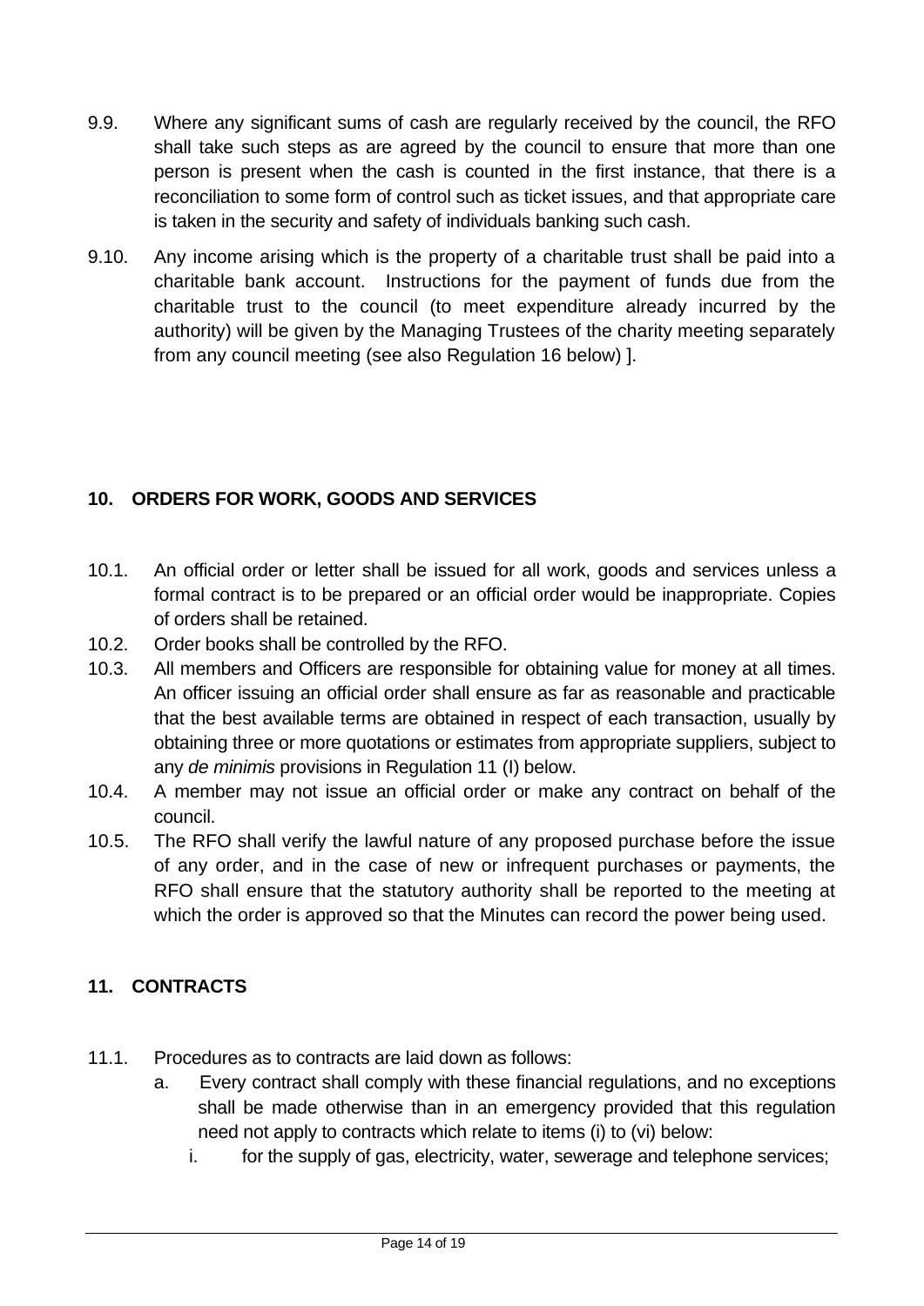9.9. Where any significant sums of cash are regularly received by the council, the RFO shall take such steps as are agreed by the council to ensure that more than one person is present when the cash is counted in the first instance, that there is a reconciliation to some form of control such as ticket issues, and that appropriate care is taken in the security and safety of individuals banking such cash.

9.10. Any income arising which is the property of a charitable trust shall be paid into a charitable bank account. Instructions for the payment of funds due from the charitable trust to the council (to meet expenditure already incurred by the authority) will be given by the Managing Trustees of the charity meeting separately from any council meeting (see also Regulation 16 below) ].

## 10. ORDERS FOR WORK, GOODS AND SERVICES

10.1. An official order or letter shall be issued for all work, goods and services unless a formal contract is to be prepared or an official order would be inappropriate. Copies of orders shall be retained.

10.2. Order books shall be controlled by the RFO.

10.3. All members and Officers are responsible for obtaining value for money at all times. An officer issuing an official order shall ensure as far as reasonable and practicable that the best available terms are obtained in respect of each transaction, usually by obtaining three or more quotations or estimates from appropriate suppliers, subject to any *de minimis* provisions in Regulation 11 (I) below.

10.4. A member may not issue an official order or make any contract on behalf of the council.

10.5. The RFO shall verify the lawful nature of any proposed purchase before the issue of any order, and in the case of new or infrequent purchases or payments, the RFO shall ensure that the statutory authority shall be reported to the meeting at which the order is approved so that the Minutes can record the power being used.

## 11. CONTRACTS

11.1. Procedures as to contracts are laid down as follows:

a. Every contract shall comply with these financial regulations, and no exceptions shall be made otherwise than in an emergency provided that this regulation need not apply to contracts which relate to items (i) to (vi) below:

i. for the supply of gas, electricity, water, sewerage and telephone services;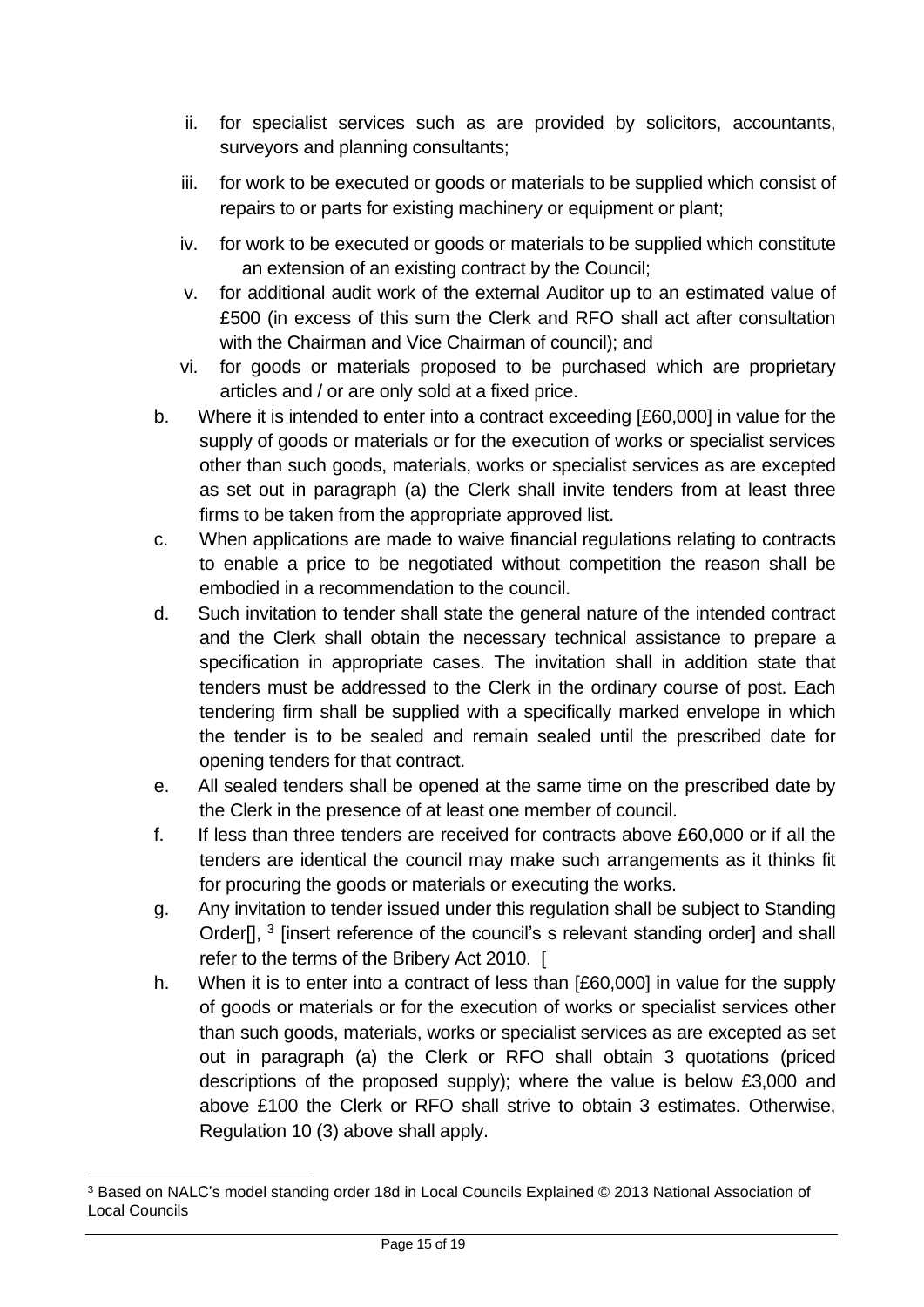ii. for specialist services such as are provided by solicitors, accountants, surveyors and planning consultants;

iii. for work to be executed or goods or materials to be supplied which consist of repairs to or parts for existing machinery or equipment or plant;

iv. for work to be executed or goods or materials to be supplied which constitute an extension of an existing contract by the Council;

v. for additional audit work of the external Auditor up to an estimated value of £500 (in excess of this sum the Clerk and RFO shall act after consultation with the Chairman and Vice Chairman of council); and

vi. for goods or materials proposed to be purchased which are proprietary articles and / or are only sold at a fixed price.

b. Where it is intended to enter into a contract exceeding [£60,000] in value for the supply of goods or materials or for the execution of works or specialist services other than such goods, materials, works or specialist services as are excepted as set out in paragraph (a) the Clerk shall invite tenders from at least three firms to be taken from the appropriate approved list.

c. When applications are made to waive financial regulations relating to contracts to enable a price to be negotiated without competition the reason shall be embodied in a recommendation to the council.

d. Such invitation to tender shall state the general nature of the intended contract and the Clerk shall obtain the necessary technical assistance to prepare a specification in appropriate cases. The invitation shall in addition state that tenders must be addressed to the Clerk in the ordinary course of post. Each tendering firm shall be supplied with a specifically marked envelope in which the tender is to be sealed and remain sealed until the prescribed date for opening tenders for that contract.

e. All sealed tenders shall be opened at the same time on the prescribed date by the Clerk in the presence of at least one member of council.

f. If less than three tenders are received for contracts above £60,000 or if all the tenders are identical the council may make such arrangements as it thinks fit for procuring the goods or materials or executing the works.

g. Any invitation to tender issued under this regulation shall be subject to Standing Order[], [3] [insert reference of the council's s relevant standing order] and shall refer to the terms of the Bribery Act 2010. [

h. When it is to enter into a contract of less than [£60,000] in value for the supply of goods or materials or for the execution of works or specialist services other than such goods, materials, works or specialist services as are excepted as set out in paragraph (a) the Clerk or RFO shall obtain 3 quotations (priced descriptions of the proposed supply); where the value is below £3,000 and above £100 the Clerk or RFO shall strive to obtain 3 estimates. Otherwise, Regulation 10 (3) above shall apply.

[3] Based on NALC's model standing order 18d in Local Councils Explained © 2013 National Association of Local Councils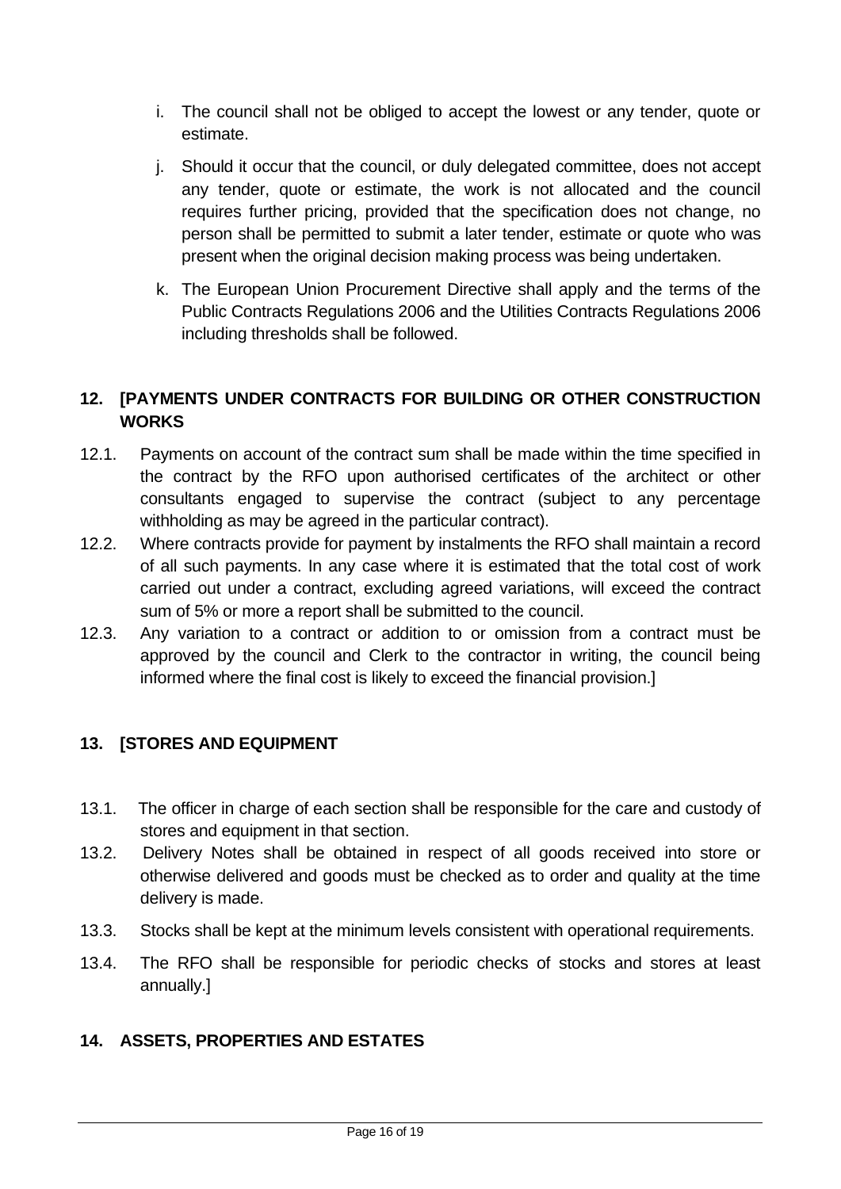i. The council shall not be obliged to accept the lowest or any tender, quote or estimate.

j. Should it occur that the council, or duly delegated committee, does not accept any tender, quote or estimate, the work is not allocated and the council requires further pricing, provided that the specification does not change, no person shall be permitted to submit a later tender, estimate or quote who was present when the original decision making process was being undertaken.

k. The European Union Procurement Directive shall apply and the terms of the Public Contracts Regulations 2006 and the Utilities Contracts Regulations 2006 including thresholds shall be followed.

## 12. [PAYMENTS UNDER CONTRACTS FOR BUILDING OR OTHER CONSTRUCTION WORKS

12.1. Payments on account of the contract sum shall be made within the time specified in the contract by the RFO upon authorised certificates of the architect or other consultants engaged to supervise the contract (subject to any percentage withholding as may be agreed in the particular contract).

12.2. Where contracts provide for payment by instalments the RFO shall maintain a record of all such payments. In any case where it is estimated that the total cost of work carried out under a contract, excluding agreed variations, will exceed the contract sum of 5% or more a report shall be submitted to the council.

12.3. Any variation to a contract or addition to or omission from a contract must be approved by the council and Clerk to the contractor in writing, the council being informed where the final cost is likely to exceed the financial provision.]

## 13. [STORES AND EQUIPMENT

13.1. The officer in charge of each section shall be responsible for the care and custody of stores and equipment in that section.

13.2. Delivery Notes shall be obtained in respect of all goods received into store or otherwise delivered and goods must be checked as to order and quality at the time delivery is made.

13.3. Stocks shall be kept at the minimum levels consistent with operational requirements.

13.4. The RFO shall be responsible for periodic checks of stocks and stores at least annually.]

## 14. ASSETS, PROPERTIES AND ESTATES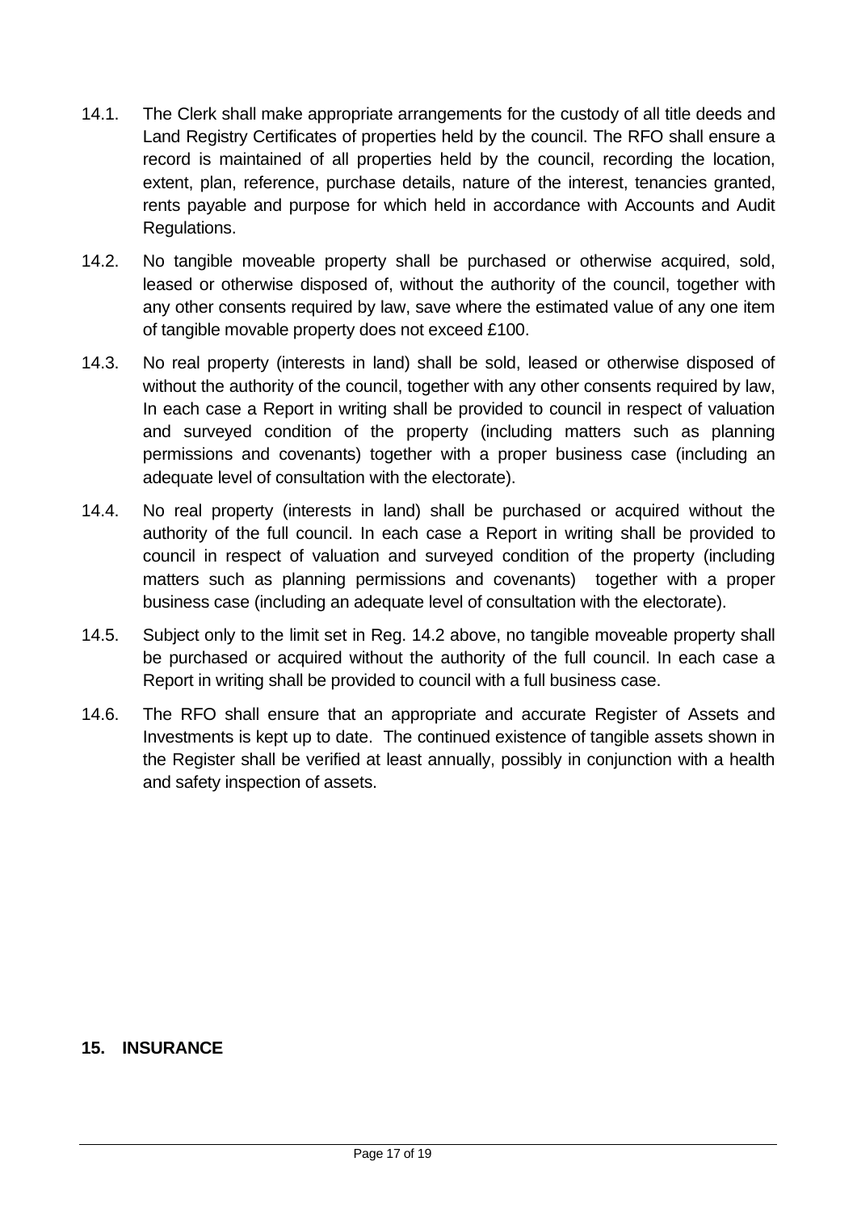14.1. The Clerk shall make appropriate arrangements for the custody of all title deeds and Land Registry Certificates of properties held by the council. The RFO shall ensure a record is maintained of all properties held by the council, recording the location, extent, plan, reference, purchase details, nature of the interest, tenancies granted, rents payable and purpose for which held in accordance with Accounts and Audit Regulations.

14.2. No tangible moveable property shall be purchased or otherwise acquired, sold, leased or otherwise disposed of, without the authority of the council, together with any other consents required by law, save where the estimated value of any one item of tangible movable property does not exceed £100.

14.3. No real property (interests in land) shall be sold, leased or otherwise disposed of without the authority of the council, together with any other consents required by law, In each case a Report in writing shall be provided to council in respect of valuation and surveyed condition of the property (including matters such as planning permissions and covenants) together with a proper business case (including an adequate level of consultation with the electorate).

14.4. No real property (interests in land) shall be purchased or acquired without the authority of the full council. In each case a Report in writing shall be provided to council in respect of valuation and surveyed condition of the property (including matters such as planning permissions and covenants) together with a proper business case (including an adequate level of consultation with the electorate).

14.5. Subject only to the limit set in Reg. 14.2 above, no tangible moveable property shall be purchased or acquired without the authority of the full council. In each case a Report in writing shall be provided to council with a full business case.

14.6. The RFO shall ensure that an appropriate and accurate Register of Assets and Investments is kept up to date. The continued existence of tangible assets shown in the Register shall be verified at least annually, possibly in conjunction with a health and safety inspection of assets.

## 15. INSURANCE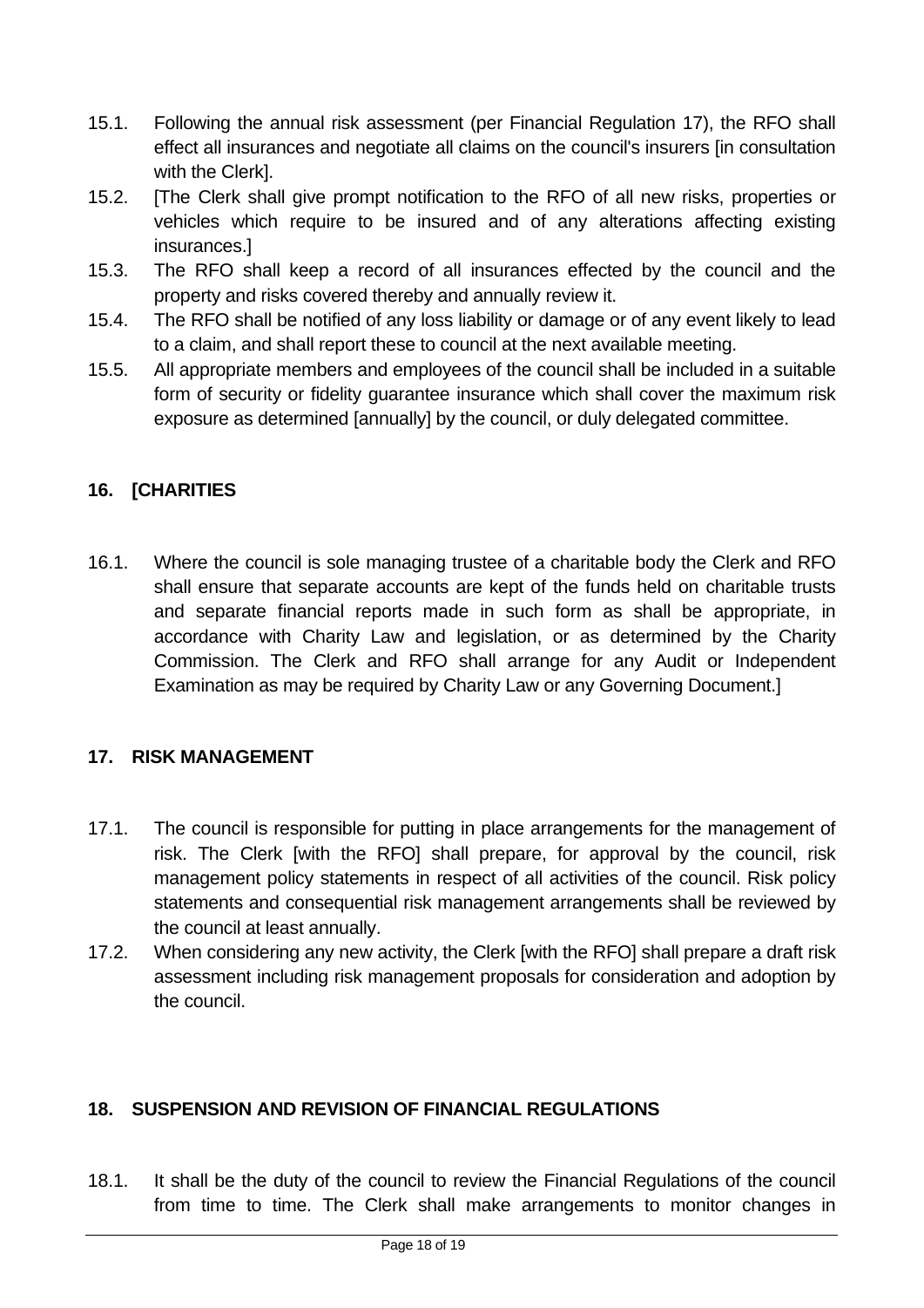15.1. Following the annual risk assessment (per Financial Regulation 17), the RFO shall effect all insurances and negotiate all claims on the council's insurers [in consultation with the Clerk].

15.2. [The Clerk shall give prompt notification to the RFO of all new risks, properties or vehicles which require to be insured and of any alterations affecting existing insurances.]

15.3. The RFO shall keep a record of all insurances effected by the council and the property and risks covered thereby and annually review it.

15.4. The RFO shall be notified of any loss liability or damage or of any event likely to lead to a claim, and shall report these to council at the next available meeting.

15.5. All appropriate members and employees of the council shall be included in a suitable form of security or fidelity guarantee insurance which shall cover the maximum risk exposure as determined [annually] by the council, or duly delegated committee.

## 16. [CHARITIES

16.1. Where the council is sole managing trustee of a charitable body the Clerk and RFO shall ensure that separate accounts are kept of the funds held on charitable trusts and separate financial reports made in such form as shall be appropriate, in accordance with Charity Law and legislation, or as determined by the Charity Commission. The Clerk and RFO shall arrange for any Audit or Independent Examination as may be required by Charity Law or any Governing Document.]

## 17. RISK MANAGEMENT

17.1. The council is responsible for putting in place arrangements for the management of risk. The Clerk [with the RFO] shall prepare, for approval by the council, risk management policy statements in respect of all activities of the council. Risk policy statements and consequential risk management arrangements shall be reviewed by the council at least annually.

17.2. When considering any new activity, the Clerk [with the RFO] shall prepare a draft risk assessment including risk management proposals for consideration and adoption by the council.

## 18. SUSPENSION AND REVISION OF FINANCIAL REGULATIONS

18.1. It shall be the duty of the council to review the Financial Regulations of the council from time to time. The Clerk shall make arrangements to monitor changes in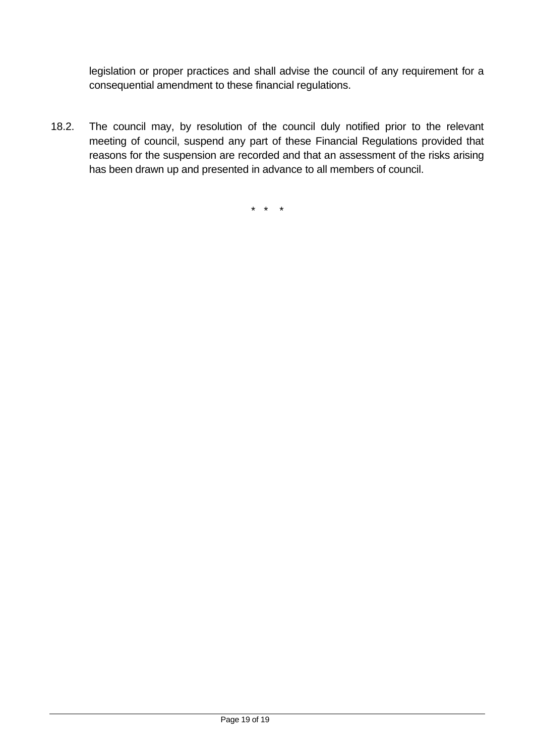legislation or proper practices and shall advise the council of any requirement for a consequential amendment to these financial regulations.

18.2. The council may, by resolution of the council duly notified prior to the relevant meeting of council, suspend any part of these Financial Regulations provided that reasons for the suspension are recorded and that an assessment of the risks arising has been drawn up and presented in advance to all members of council.

\* \* \*